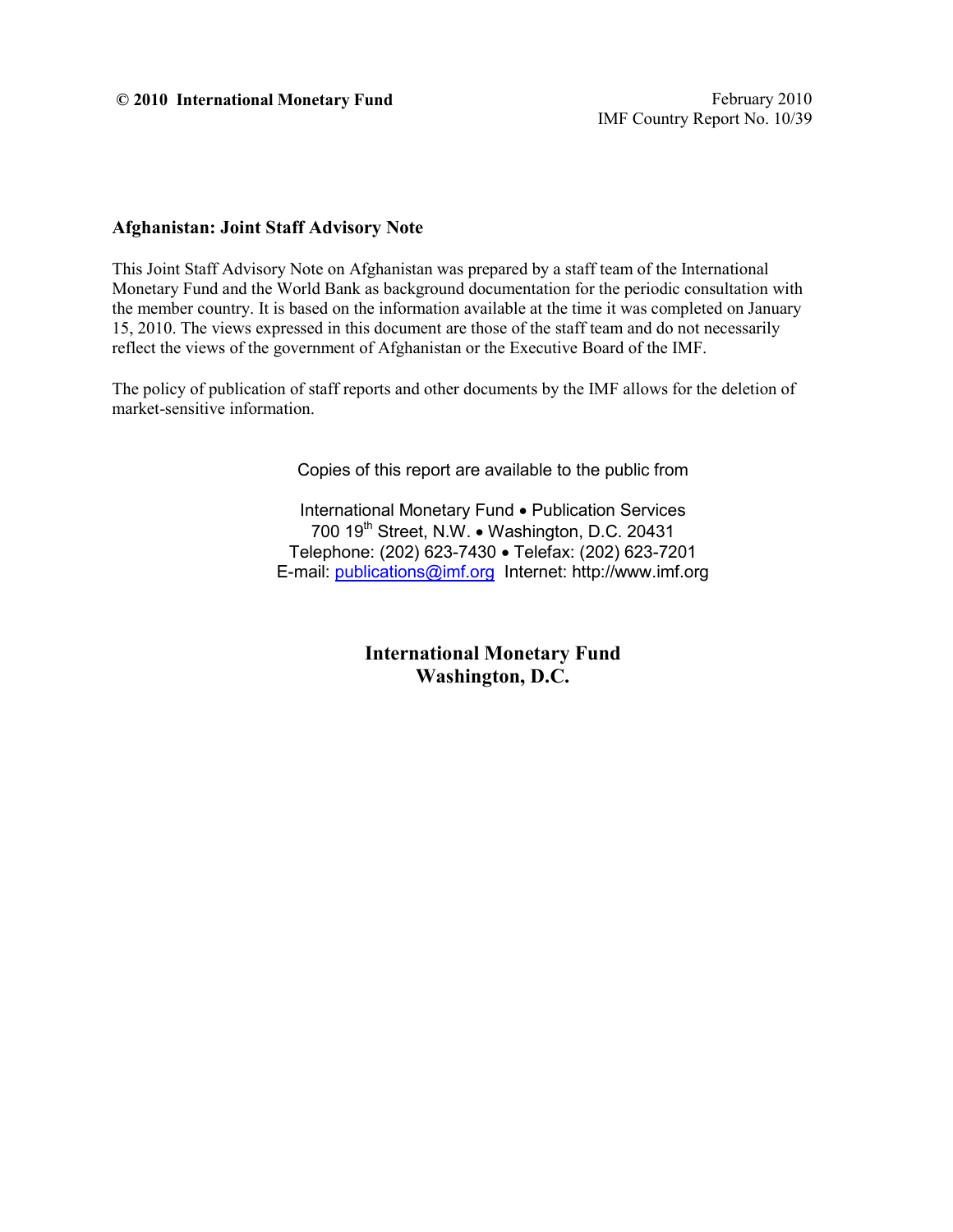**© 2010 International Monetary Fund**

February 2010
IMF Country Report No. 10/39

**Afghanistan: Joint Staff Advisory Note**

This Joint Staff Advisory Note on Afghanistan was prepared by a staff team of the International Monetary Fund and the World Bank as background documentation for the periodic consultation with the member country. It is based on the information available at the time it was completed on January 15, 2010. The views expressed in this document are those of the staff team and do not necessarily reflect the views of the government of Afghanistan or the Executive Board of the IMF.

The policy of publication of staff reports and other documents by the IMF allows for the deletion of market-sensitive information.

Copies of this report are available to the public from

International Monetary Fund • Publication Services
700 19th Street, N.W. • Washington, D.C. 20431
Telephone: (202) 623-7430 • Telefax: (202) 623-7201
E-mail: publications@imf.org Internet: http://www.imf.org

**International Monetary Fund**
**Washington, D.C.**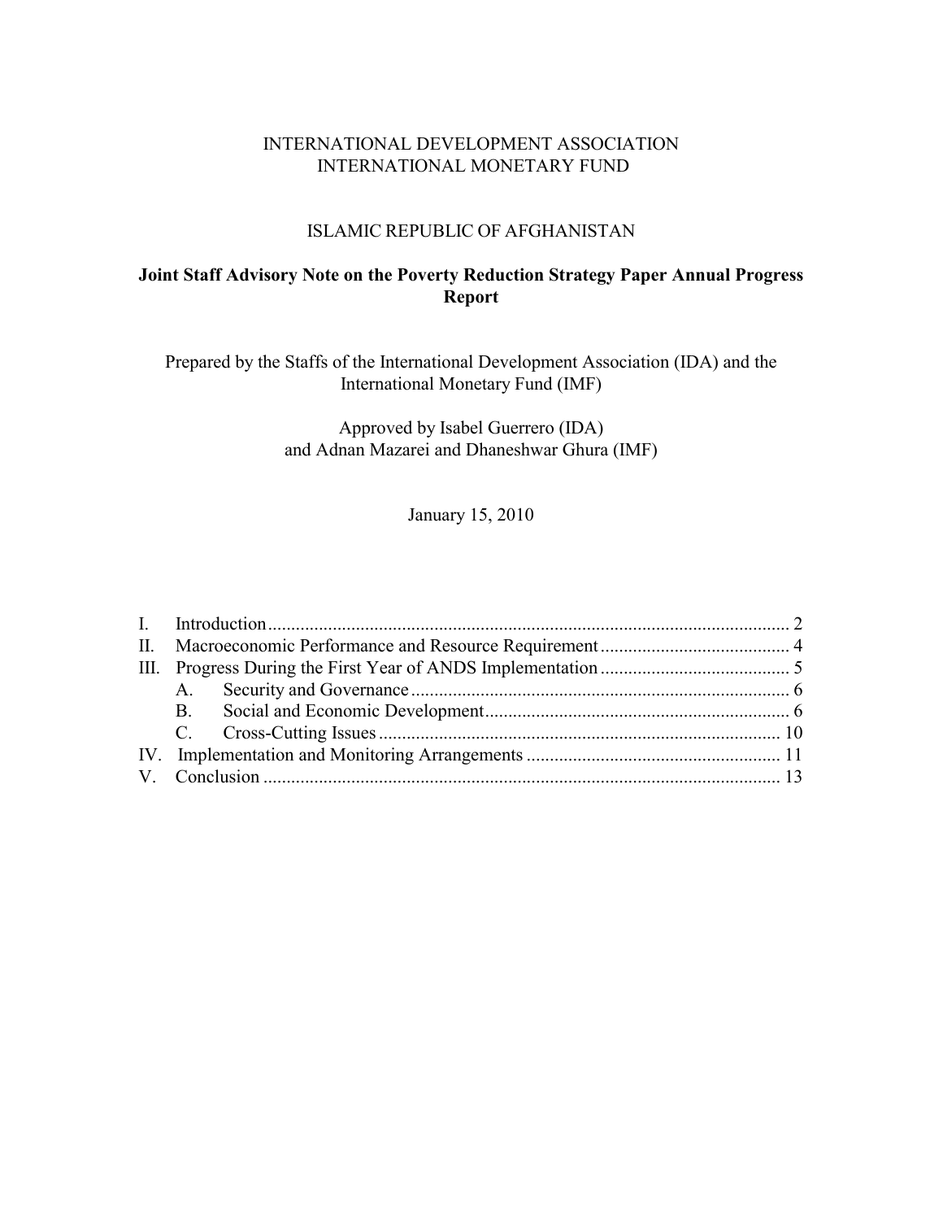INTERNATIONAL DEVELOPMENT ASSOCIATION
INTERNATIONAL MONETARY FUND

ISLAMIC REPUBLIC OF AFGHANISTAN

# Joint Staff Advisory Note on the Poverty Reduction Strategy Paper Annual Progress Report

Prepared by the Staffs of the International Development Association (IDA) and the International Monetary Fund (IMF)

Approved by Isabel Guerrero (IDA)
and Adnan Mazarei and Dhaneshwar Ghura (IMF)

January 15, 2010

| | | |
|---|---|---|
| I. | Introduction | 2 |
| II. | Macroeconomic Performance and Resource Requirement | 4 |
| III. | Progress During the First Year of ANDS Implementation | 5 |
| | A. Security and Governance | 6 |
| | B. Social and Economic Development | 6 |
| | C. Cross-Cutting Issues | 10 |
| IV. | Implementation and Monitoring Arrangements | 11 |
| V. | Conclusion | 13 |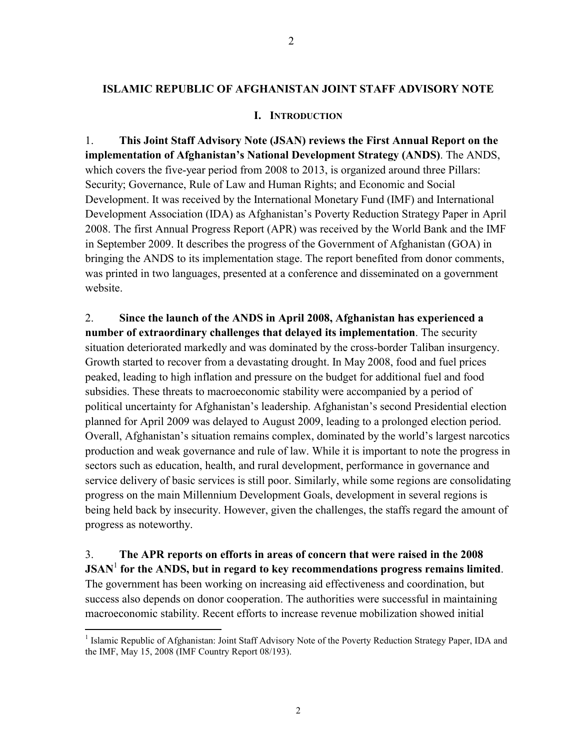## ISLAMIC REPUBLIC OF AFGHANISTAN JOINT STAFF ADVISORY NOTE

### I. INTRODUCTION

1. **This Joint Staff Advisory Note (JSAN) reviews the First Annual Report on the implementation of Afghanistan's National Development Strategy (ANDS)**. The ANDS, which covers the five-year period from 2008 to 2013, is organized around three Pillars: Security; Governance, Rule of Law and Human Rights; and Economic and Social Development. It was received by the International Monetary Fund (IMF) and International Development Association (IDA) as Afghanistan's Poverty Reduction Strategy Paper in April 2008. The first Annual Progress Report (APR) was received by the World Bank and the IMF in September 2009. It describes the progress of the Government of Afghanistan (GOA) in bringing the ANDS to its implementation stage. The report benefited from donor comments, was printed in two languages, presented at a conference and disseminated on a government website.

2. **Since the launch of the ANDS in April 2008, Afghanistan has experienced a number of extraordinary challenges that delayed its implementation**. The security situation deteriorated markedly and was dominated by the cross-border Taliban insurgency. Growth started to recover from a devastating drought. In May 2008, food and fuel prices peaked, leading to high inflation and pressure on the budget for additional fuel and food subsidies. These threats to macroeconomic stability were accompanied by a period of political uncertainty for Afghanistan's leadership. Afghanistan's second Presidential election planned for April 2009 was delayed to August 2009, leading to a prolonged election period. Overall, Afghanistan's situation remains complex, dominated by the world's largest narcotics production and weak governance and rule of law. While it is important to note the progress in sectors such as education, health, and rural development, performance in governance and service delivery of basic services is still poor. Similarly, while some regions are consolidating progress on the main Millennium Development Goals, development in several regions is being held back by insecurity. However, given the challenges, the staffs regard the amount of progress as noteworthy.

3. **The APR reports on efforts in areas of concern that were raised in the 2008 JSAN[1] for the ANDS, but in regard to key recommendations progress remains limited**. The government has been working on increasing aid effectiveness and coordination, but success also depends on donor cooperation. The authorities were successful in maintaining macroeconomic stability. Recent efforts to increase revenue mobilization showed initial

---

[1] Islamic Republic of Afghanistan: Joint Staff Advisory Note of the Poverty Reduction Strategy Paper, IDA and the IMF, May 15, 2008 (IMF Country Report 08/193).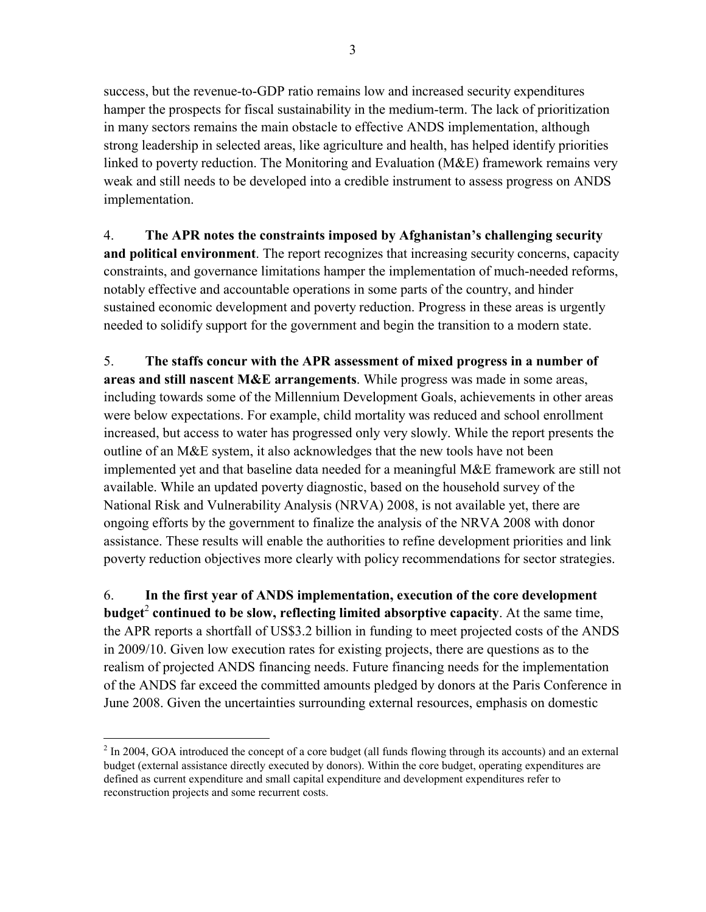success, but the revenue-to-GDP ratio remains low and increased security expenditures hamper the prospects for fiscal sustainability in the medium-term. The lack of prioritization in many sectors remains the main obstacle to effective ANDS implementation, although strong leadership in selected areas, like agriculture and health, has helped identify priorities linked to poverty reduction. The Monitoring and Evaluation (M&E) framework remains very weak and still needs to be developed into a credible instrument to assess progress on ANDS implementation.

4. **The APR notes the constraints imposed by Afghanistan's challenging security and political environment**. The report recognizes that increasing security concerns, capacity constraints, and governance limitations hamper the implementation of much-needed reforms, notably effective and accountable operations in some parts of the country, and hinder sustained economic development and poverty reduction. Progress in these areas is urgently needed to solidify support for the government and begin the transition to a modern state.

5. **The staffs concur with the APR assessment of mixed progress in a number of areas and still nascent M&E arrangements**. While progress was made in some areas, including towards some of the Millennium Development Goals, achievements in other areas were below expectations. For example, child mortality was reduced and school enrollment increased, but access to water has progressed only very slowly. While the report presents the outline of an M&E system, it also acknowledges that the new tools have not been implemented yet and that baseline data needed for a meaningful M&E framework are still not available. While an updated poverty diagnostic, based on the household survey of the National Risk and Vulnerability Analysis (NRVA) 2008, is not available yet, there are ongoing efforts by the government to finalize the analysis of the NRVA 2008 with donor assistance. These results will enable the authorities to refine development priorities and link poverty reduction objectives more clearly with policy recommendations for sector strategies.

6. **In the first year of ANDS implementation, execution of the core development budget**[2] **continued to be slow, reflecting limited absorptive capacity**. At the same time, the APR reports a shortfall of US$3.2 billion in funding to meet projected costs of the ANDS in 2009/10. Given low execution rates for existing projects, there are questions as to the realism of projected ANDS financing needs. Future financing needs for the implementation of the ANDS far exceed the committed amounts pledged by donors at the Paris Conference in June 2008. Given the uncertainties surrounding external resources, emphasis on domestic

[2] In 2004, GOA introduced the concept of a core budget (all funds flowing through its accounts) and an external budget (external assistance directly executed by donors). Within the core budget, operating expenditures are defined as current expenditure and small capital expenditure and development expenditures refer to reconstruction projects and some recurrent costs.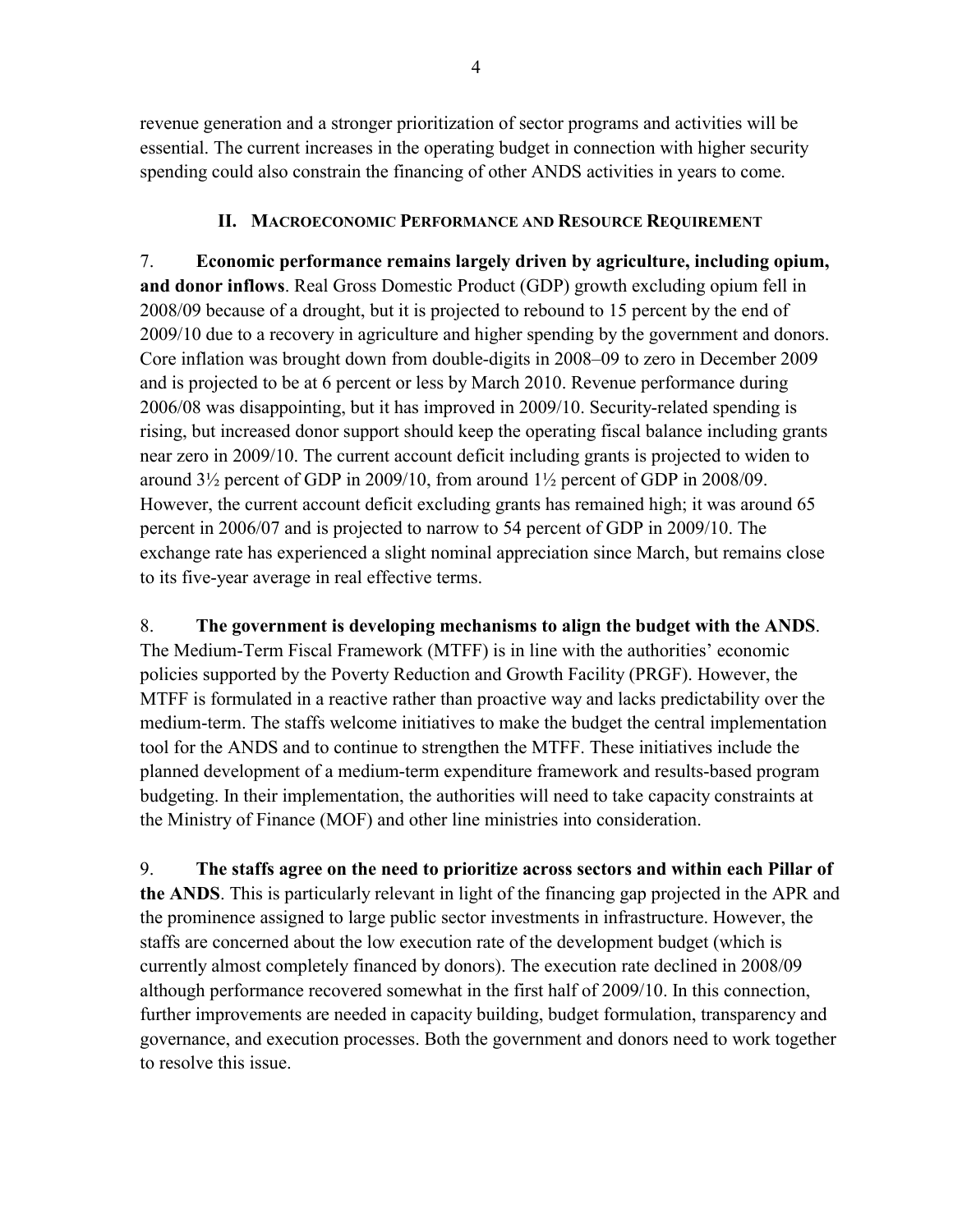revenue generation and a stronger prioritization of sector programs and activities will be essential. The current increases in the operating budget in connection with higher security spending could also constrain the financing of other ANDS activities in years to come.

## II. Macroeconomic Performance and Resource Requirement

7. **Economic performance remains largely driven by agriculture, including opium, and donor inflows**. Real Gross Domestic Product (GDP) growth excluding opium fell in 2008/09 because of a drought, but it is projected to rebound to 15 percent by the end of 2009/10 due to a recovery in agriculture and higher spending by the government and donors. Core inflation was brought down from double-digits in 2008–09 to zero in December 2009 and is projected to be at 6 percent or less by March 2010. Revenue performance during 2006/08 was disappointing, but it has improved in 2009/10. Security-related spending is rising, but increased donor support should keep the operating fiscal balance including grants near zero in 2009/10. The current account deficit including grants is projected to widen to around 3½ percent of GDP in 2009/10, from around 1½ percent of GDP in 2008/09. However, the current account deficit excluding grants has remained high; it was around 65 percent in 2006/07 and is projected to narrow to 54 percent of GDP in 2009/10. The exchange rate has experienced a slight nominal appreciation since March, but remains close to its five-year average in real effective terms.

8. **The government is developing mechanisms to align the budget with the ANDS**. The Medium-Term Fiscal Framework (MTFF) is in line with the authorities' economic policies supported by the Poverty Reduction and Growth Facility (PRGF). However, the MTFF is formulated in a reactive rather than proactive way and lacks predictability over the medium-term. The staffs welcome initiatives to make the budget the central implementation tool for the ANDS and to continue to strengthen the MTFF. These initiatives include the planned development of a medium-term expenditure framework and results-based program budgeting. In their implementation, the authorities will need to take capacity constraints at the Ministry of Finance (MOF) and other line ministries into consideration.

9. **The staffs agree on the need to prioritize across sectors and within each Pillar of the ANDS**. This is particularly relevant in light of the financing gap projected in the APR and the prominence assigned to large public sector investments in infrastructure. However, the staffs are concerned about the low execution rate of the development budget (which is currently almost completely financed by donors). The execution rate declined in 2008/09 although performance recovered somewhat in the first half of 2009/10. In this connection, further improvements are needed in capacity building, budget formulation, transparency and governance, and execution processes. Both the government and donors need to work together to resolve this issue.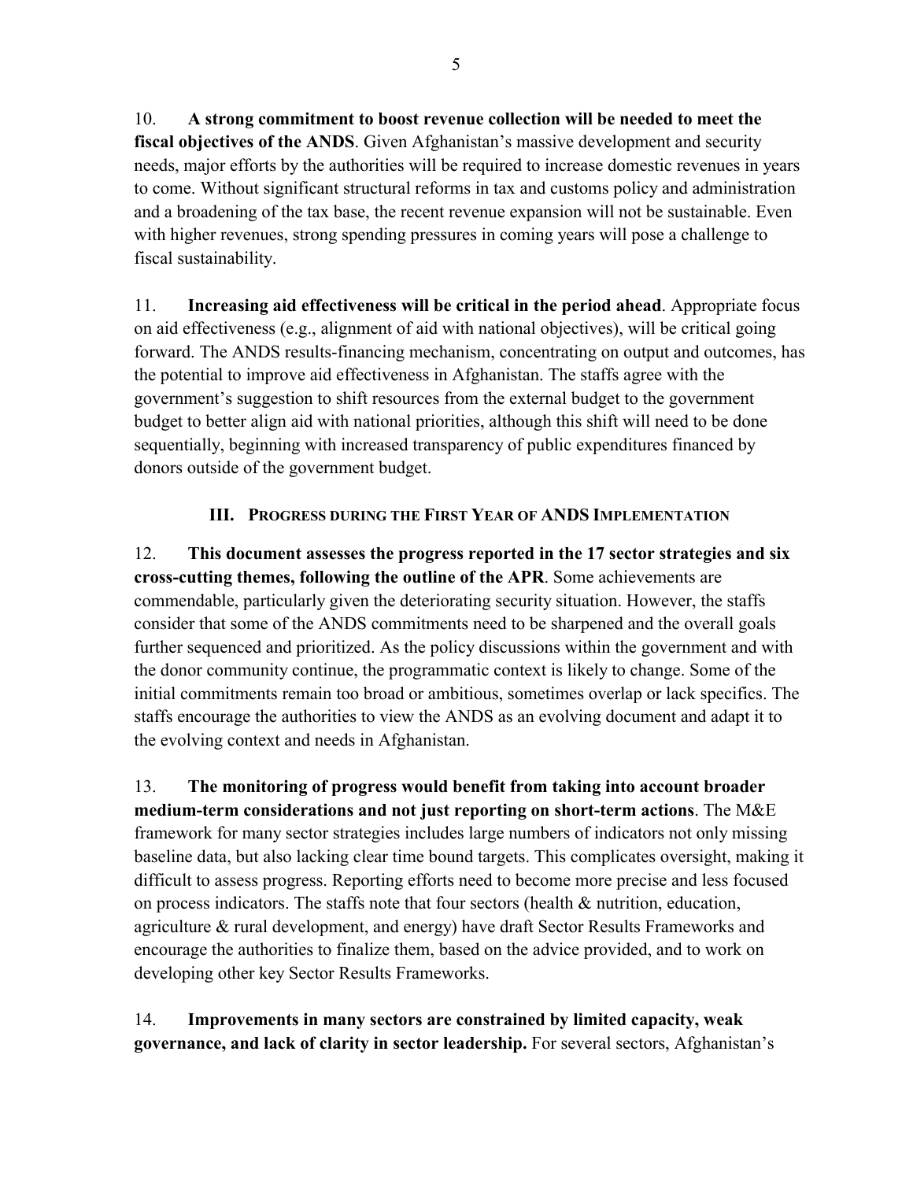10. **A strong commitment to boost revenue collection will be needed to meet the fiscal objectives of the ANDS**. Given Afghanistan's massive development and security needs, major efforts by the authorities will be required to increase domestic revenues in years to come. Without significant structural reforms in tax and customs policy and administration and a broadening of the tax base, the recent revenue expansion will not be sustainable. Even with higher revenues, strong spending pressures in coming years will pose a challenge to fiscal sustainability.

11. **Increasing aid effectiveness will be critical in the period ahead**. Appropriate focus on aid effectiveness (e.g., alignment of aid with national objectives), will be critical going forward. The ANDS results-financing mechanism, concentrating on output and outcomes, has the potential to improve aid effectiveness in Afghanistan. The staffs agree with the government's suggestion to shift resources from the external budget to the government budget to better align aid with national priorities, although this shift will need to be done sequentially, beginning with increased transparency of public expenditures financed by donors outside of the government budget.

## III. Progress during the First Year of ANDS Implementation

12. **This document assesses the progress reported in the 17 sector strategies and six cross-cutting themes, following the outline of the APR**. Some achievements are commendable, particularly given the deteriorating security situation. However, the staffs consider that some of the ANDS commitments need to be sharpened and the overall goals further sequenced and prioritized. As the policy discussions within the government and with the donor community continue, the programmatic context is likely to change. Some of the initial commitments remain too broad or ambitious, sometimes overlap or lack specifics. The staffs encourage the authorities to view the ANDS as an evolving document and adapt it to the evolving context and needs in Afghanistan.

13. **The monitoring of progress would benefit from taking into account broader medium-term considerations and not just reporting on short-term actions**. The M&E framework for many sector strategies includes large numbers of indicators not only missing baseline data, but also lacking clear time bound targets. This complicates oversight, making it difficult to assess progress. Reporting efforts need to become more precise and less focused on process indicators. The staffs note that four sectors (health & nutrition, education, agriculture & rural development, and energy) have draft Sector Results Frameworks and encourage the authorities to finalize them, based on the advice provided, and to work on developing other key Sector Results Frameworks.

14. **Improvements in many sectors are constrained by limited capacity, weak governance, and lack of clarity in sector leadership.** For several sectors, Afghanistan's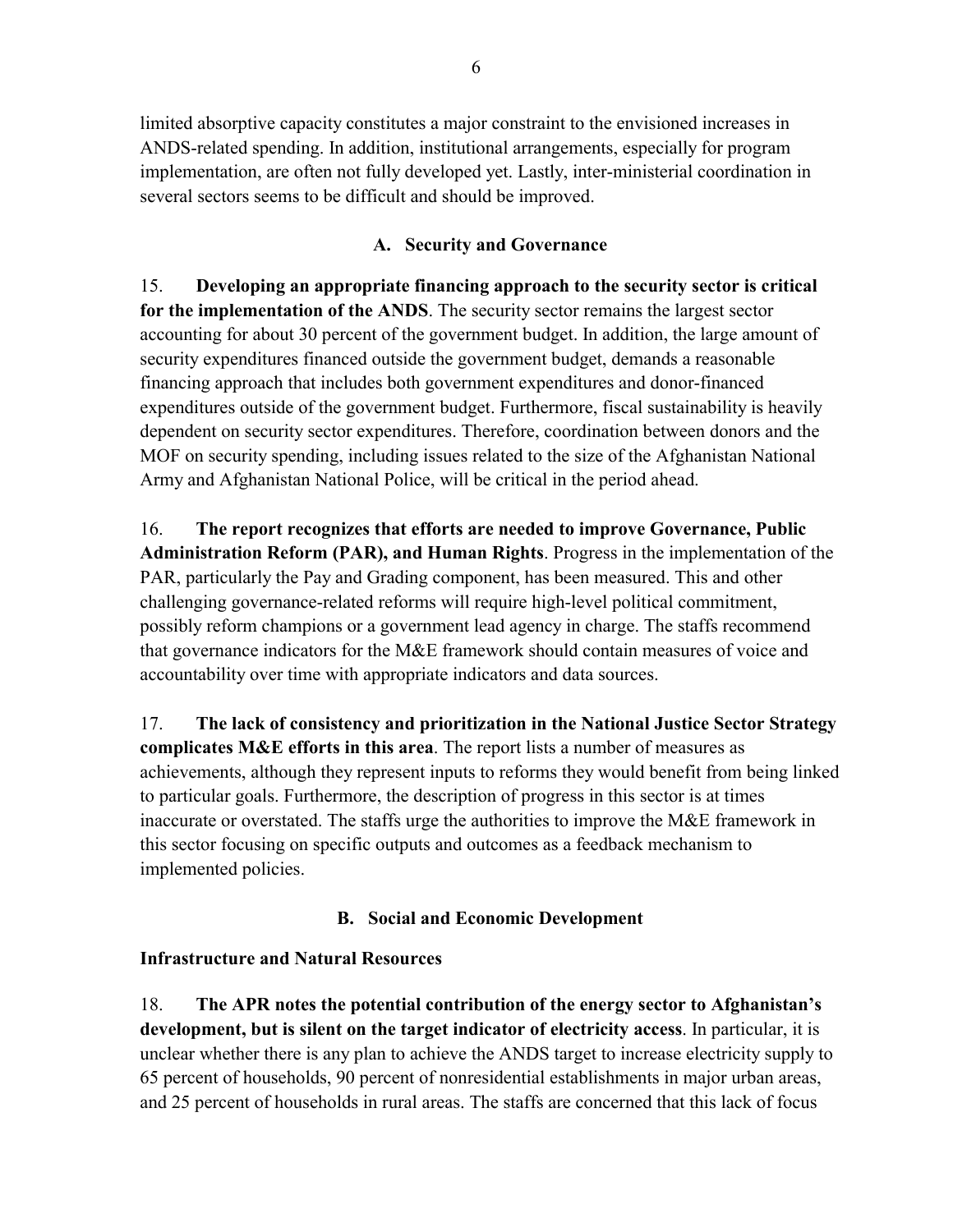limited absorptive capacity constitutes a major constraint to the envisioned increases in ANDS-related spending. In addition, institutional arrangements, especially for program implementation, are often not fully developed yet. Lastly, inter-ministerial coordination in several sectors seems to be difficult and should be improved.

### A. Security and Governance

15. **Developing an appropriate financing approach to the security sector is critical for the implementation of the ANDS**. The security sector remains the largest sector accounting for about 30 percent of the government budget. In addition, the large amount of security expenditures financed outside the government budget, demands a reasonable financing approach that includes both government expenditures and donor-financed expenditures outside of the government budget. Furthermore, fiscal sustainability is heavily dependent on security sector expenditures. Therefore, coordination between donors and the MOF on security spending, including issues related to the size of the Afghanistan National Army and Afghanistan National Police, will be critical in the period ahead.

16. **The report recognizes that efforts are needed to improve Governance, Public Administration Reform (PAR), and Human Rights**. Progress in the implementation of the PAR, particularly the Pay and Grading component, has been measured. This and other challenging governance-related reforms will require high-level political commitment, possibly reform champions or a government lead agency in charge. The staffs recommend that governance indicators for the M&E framework should contain measures of voice and accountability over time with appropriate indicators and data sources.

17. **The lack of consistency and prioritization in the National Justice Sector Strategy complicates M&E efforts in this area**. The report lists a number of measures as achievements, although they represent inputs to reforms they would benefit from being linked to particular goals. Furthermore, the description of progress in this sector is at times inaccurate or overstated. The staffs urge the authorities to improve the M&E framework in this sector focusing on specific outputs and outcomes as a feedback mechanism to implemented policies.

### B. Social and Economic Development

**Infrastructure and Natural Resources**

18. **The APR notes the potential contribution of the energy sector to Afghanistan's development, but is silent on the target indicator of electricity access**. In particular, it is unclear whether there is any plan to achieve the ANDS target to increase electricity supply to 65 percent of households, 90 percent of nonresidential establishments in major urban areas, and 25 percent of households in rural areas. The staffs are concerned that this lack of focus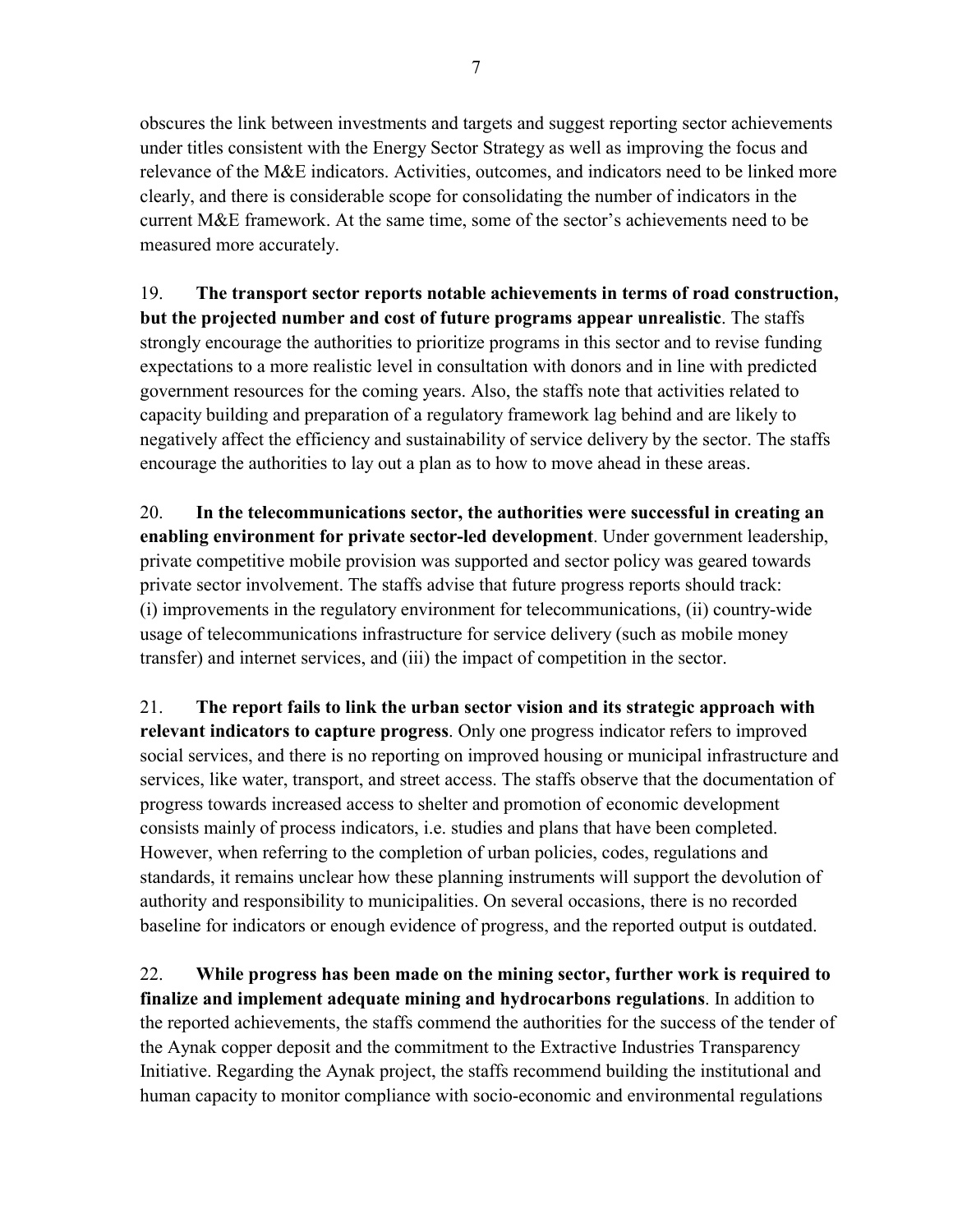obscures the link between investments and targets and suggest reporting sector achievements under titles consistent with the Energy Sector Strategy as well as improving the focus and relevance of the M&E indicators. Activities, outcomes, and indicators need to be linked more clearly, and there is considerable scope for consolidating the number of indicators in the current M&E framework. At the same time, some of the sector's achievements need to be measured more accurately.

19. **The transport sector reports notable achievements in terms of road construction, but the projected number and cost of future programs appear unrealistic**. The staffs strongly encourage the authorities to prioritize programs in this sector and to revise funding expectations to a more realistic level in consultation with donors and in line with predicted government resources for the coming years. Also, the staffs note that activities related to capacity building and preparation of a regulatory framework lag behind and are likely to negatively affect the efficiency and sustainability of service delivery by the sector. The staffs encourage the authorities to lay out a plan as to how to move ahead in these areas.

20. **In the telecommunications sector, the authorities were successful in creating an enabling environment for private sector-led development**. Under government leadership, private competitive mobile provision was supported and sector policy was geared towards private sector involvement. The staffs advise that future progress reports should track: (i) improvements in the regulatory environment for telecommunications, (ii) country-wide usage of telecommunications infrastructure for service delivery (such as mobile money transfer) and internet services, and (iii) the impact of competition in the sector.

21. **The report fails to link the urban sector vision and its strategic approach with relevant indicators to capture progress**. Only one progress indicator refers to improved social services, and there is no reporting on improved housing or municipal infrastructure and services, like water, transport, and street access. The staffs observe that the documentation of progress towards increased access to shelter and promotion of economic development consists mainly of process indicators, i.e. studies and plans that have been completed. However, when referring to the completion of urban policies, codes, regulations and standards, it remains unclear how these planning instruments will support the devolution of authority and responsibility to municipalities. On several occasions, there is no recorded baseline for indicators or enough evidence of progress, and the reported output is outdated.

22. **While progress has been made on the mining sector, further work is required to finalize and implement adequate mining and hydrocarbons regulations**. In addition to the reported achievements, the staffs commend the authorities for the success of the tender of the Aynak copper deposit and the commitment to the Extractive Industries Transparency Initiative. Regarding the Aynak project, the staffs recommend building the institutional and human capacity to monitor compliance with socio-economic and environmental regulations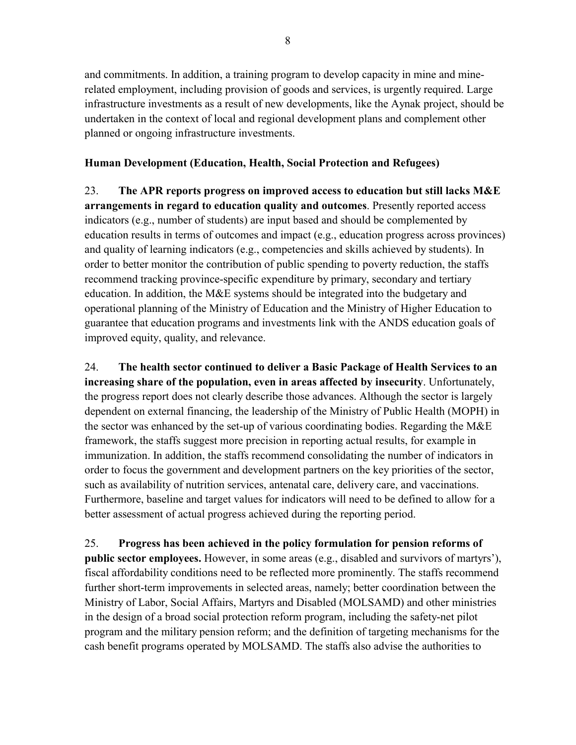and commitments. In addition, a training program to develop capacity in mine and mine-related employment, including provision of goods and services, is urgently required. Large infrastructure investments as a result of new developments, like the Aynak project, should be undertaken in the context of local and regional development plans and complement other planned or ongoing infrastructure investments.

**Human Development (Education, Health, Social Protection and Refugees)**

23. **The APR reports progress on improved access to education but still lacks M&E arrangements in regard to education quality and outcomes**. Presently reported access indicators (e.g., number of students) are input based and should be complemented by education results in terms of outcomes and impact (e.g., education progress across provinces) and quality of learning indicators (e.g., competencies and skills achieved by students). In order to better monitor the contribution of public spending to poverty reduction, the staffs recommend tracking province-specific expenditure by primary, secondary and tertiary education. In addition, the M&E systems should be integrated into the budgetary and operational planning of the Ministry of Education and the Ministry of Higher Education to guarantee that education programs and investments link with the ANDS education goals of improved equity, quality, and relevance.

24. **The health sector continued to deliver a Basic Package of Health Services to an increasing share of the population, even in areas affected by insecurity**. Unfortunately, the progress report does not clearly describe those advances. Although the sector is largely dependent on external financing, the leadership of the Ministry of Public Health (MOPH) in the sector was enhanced by the set-up of various coordinating bodies. Regarding the M&E framework, the staffs suggest more precision in reporting actual results, for example in immunization. In addition, the staffs recommend consolidating the number of indicators in order to focus the government and development partners on the key priorities of the sector, such as availability of nutrition services, antenatal care, delivery care, and vaccinations. Furthermore, baseline and target values for indicators will need to be defined to allow for a better assessment of actual progress achieved during the reporting period.

25. **Progress has been achieved in the policy formulation for pension reforms of public sector employees.** However, in some areas (e.g., disabled and survivors of martyrs'), fiscal affordability conditions need to be reflected more prominently. The staffs recommend further short-term improvements in selected areas, namely; better coordination between the Ministry of Labor, Social Affairs, Martyrs and Disabled (MOLSAMD) and other ministries in the design of a broad social protection reform program, including the safety-net pilot program and the military pension reform; and the definition of targeting mechanisms for the cash benefit programs operated by MOLSAMD. The staffs also advise the authorities to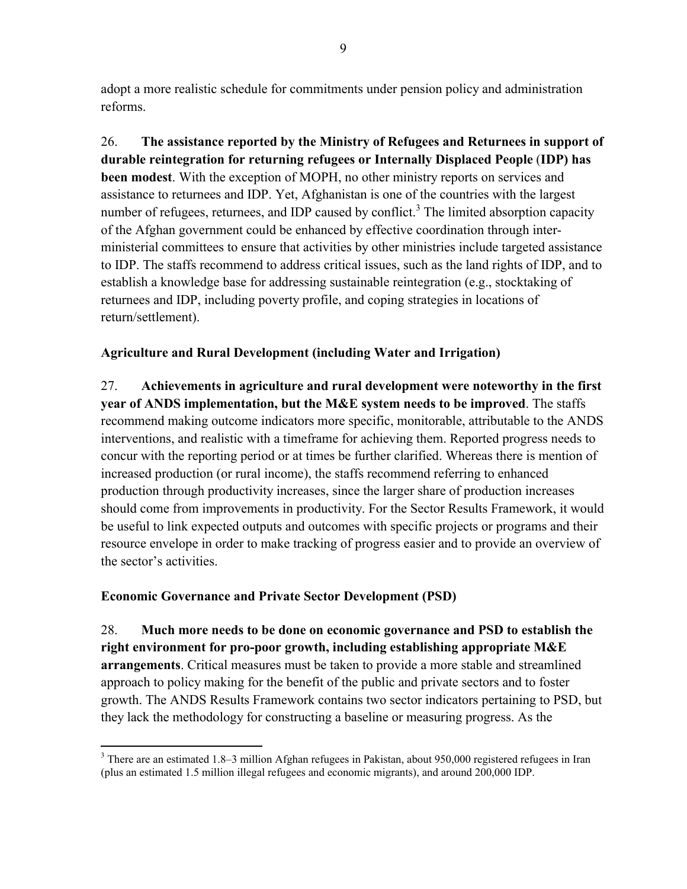adopt a more realistic schedule for commitments under pension policy and administration reforms.

26. **The assistance reported by the Ministry of Refugees and Returnees in support of durable reintegration for returning refugees or Internally Displaced People (IDP) has been modest**. With the exception of MOPH, no other ministry reports on services and assistance to returnees and IDP. Yet, Afghanistan is one of the countries with the largest number of refugees, returnees, and IDP caused by conflict.[3] The limited absorption capacity of the Afghan government could be enhanced by effective coordination through inter-ministerial committees to ensure that activities by other ministries include targeted assistance to IDP. The staffs recommend to address critical issues, such as the land rights of IDP, and to establish a knowledge base for addressing sustainable reintegration (e.g., stocktaking of returnees and IDP, including poverty profile, and coping strategies in locations of return/settlement).

### Agriculture and Rural Development (including Water and Irrigation)

27. **Achievements in agriculture and rural development were noteworthy in the first year of ANDS implementation, but the M&E system needs to be improved**. The staffs recommend making outcome indicators more specific, monitorable, attributable to the ANDS interventions, and realistic with a timeframe for achieving them. Reported progress needs to concur with the reporting period or at times be further clarified. Whereas there is mention of increased production (or rural income), the staffs recommend referring to enhanced production through productivity increases, since the larger share of production increases should come from improvements in productivity. For the Sector Results Framework, it would be useful to link expected outputs and outcomes with specific projects or programs and their resource envelope in order to make tracking of progress easier and to provide an overview of the sector's activities.

### Economic Governance and Private Sector Development (PSD)

28. **Much more needs to be done on economic governance and PSD to establish the right environment for pro-poor growth, including establishing appropriate M&E arrangements**. Critical measures must be taken to provide a more stable and streamlined approach to policy making for the benefit of the public and private sectors and to foster growth. The ANDS Results Framework contains two sector indicators pertaining to PSD, but they lack the methodology for constructing a baseline or measuring progress. As the

---

[3] There are an estimated 1.8–3 million Afghan refugees in Pakistan, about 950,000 registered refugees in Iran (plus an estimated 1.5 million illegal refugees and economic migrants), and around 200,000 IDP.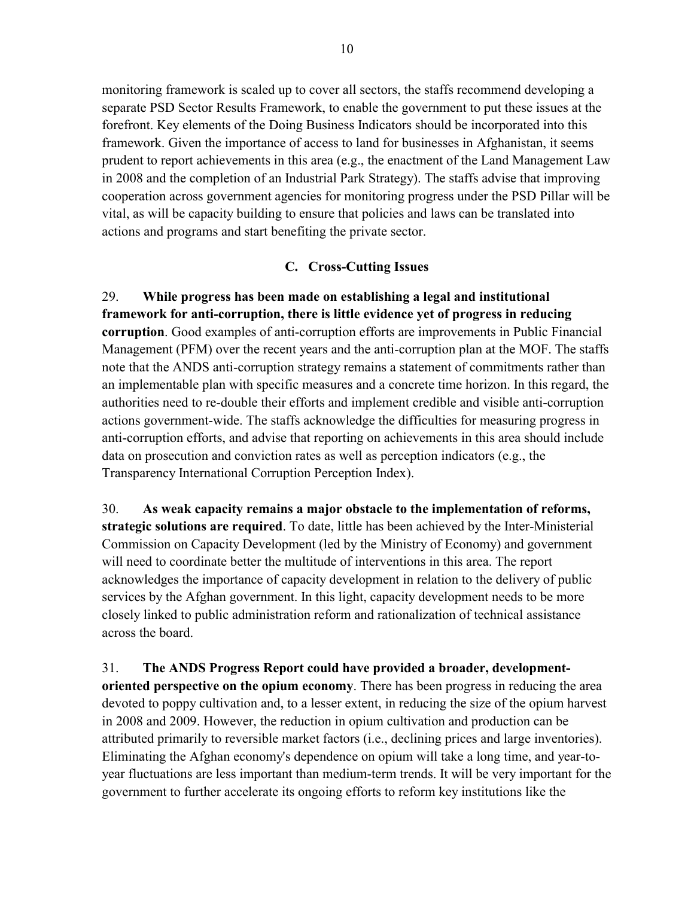monitoring framework is scaled up to cover all sectors, the staffs recommend developing a separate PSD Sector Results Framework, to enable the government to put these issues at the forefront. Key elements of the Doing Business Indicators should be incorporated into this framework. Given the importance of access to land for businesses in Afghanistan, it seems prudent to report achievements in this area (e.g., the enactment of the Land Management Law in 2008 and the completion of an Industrial Park Strategy). The staffs advise that improving cooperation across government agencies for monitoring progress under the PSD Pillar will be vital, as will be capacity building to ensure that policies and laws can be translated into actions and programs and start benefiting the private sector.

### C. Cross-Cutting Issues

29. **While progress has been made on establishing a legal and institutional framework for anti-corruption, there is little evidence yet of progress in reducing corruption**. Good examples of anti-corruption efforts are improvements in Public Financial Management (PFM) over the recent years and the anti-corruption plan at the MOF. The staffs note that the ANDS anti-corruption strategy remains a statement of commitments rather than an implementable plan with specific measures and a concrete time horizon. In this regard, the authorities need to re-double their efforts and implement credible and visible anti-corruption actions government-wide. The staffs acknowledge the difficulties for measuring progress in anti-corruption efforts, and advise that reporting on achievements in this area should include data on prosecution and conviction rates as well as perception indicators (e.g., the Transparency International Corruption Perception Index).

30. **As weak capacity remains a major obstacle to the implementation of reforms, strategic solutions are required**. To date, little has been achieved by the Inter-Ministerial Commission on Capacity Development (led by the Ministry of Economy) and government will need to coordinate better the multitude of interventions in this area. The report acknowledges the importance of capacity development in relation to the delivery of public services by the Afghan government. In this light, capacity development needs to be more closely linked to public administration reform and rationalization of technical assistance across the board.

31. **The ANDS Progress Report could have provided a broader, development-oriented perspective on the opium economy**. There has been progress in reducing the area devoted to poppy cultivation and, to a lesser extent, in reducing the size of the opium harvest in 2008 and 2009. However, the reduction in opium cultivation and production can be attributed primarily to reversible market factors (i.e., declining prices and large inventories). Eliminating the Afghan economy's dependence on opium will take a long time, and year-to-year fluctuations are less important than medium-term trends. It will be very important for the government to further accelerate its ongoing efforts to reform key institutions like the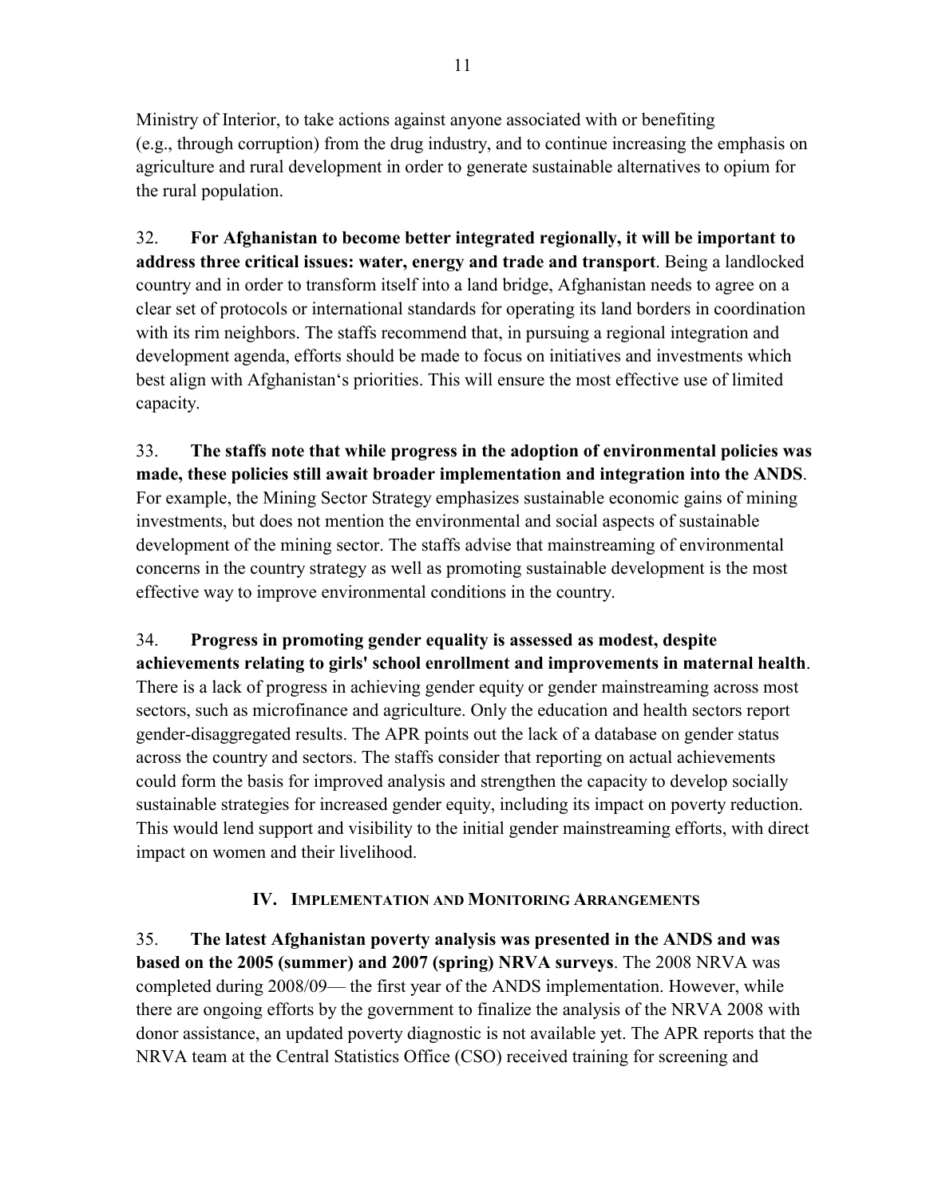Ministry of Interior, to take actions against anyone associated with or benefiting (e.g., through corruption) from the drug industry, and to continue increasing the emphasis on agriculture and rural development in order to generate sustainable alternatives to opium for the rural population.

32. **For Afghanistan to become better integrated regionally, it will be important to address three critical issues: water, energy and trade and transport**. Being a landlocked country and in order to transform itself into a land bridge, Afghanistan needs to agree on a clear set of protocols or international standards for operating its land borders in coordination with its rim neighbors. The staffs recommend that, in pursuing a regional integration and development agenda, efforts should be made to focus on initiatives and investments which best align with Afghanistan's priorities. This will ensure the most effective use of limited capacity.

33. **The staffs note that while progress in the adoption of environmental policies was made, these policies still await broader implementation and integration into the ANDS**. For example, the Mining Sector Strategy emphasizes sustainable economic gains of mining investments, but does not mention the environmental and social aspects of sustainable development of the mining sector. The staffs advise that mainstreaming of environmental concerns in the country strategy as well as promoting sustainable development is the most effective way to improve environmental conditions in the country.

34. **Progress in promoting gender equality is assessed as modest, despite achievements relating to girls' school enrollment and improvements in maternal health**. There is a lack of progress in achieving gender equity or gender mainstreaming across most sectors, such as microfinance and agriculture. Only the education and health sectors report gender-disaggregated results. The APR points out the lack of a database on gender status across the country and sectors. The staffs consider that reporting on actual achievements could form the basis for improved analysis and strengthen the capacity to develop socially sustainable strategies for increased gender equity, including its impact on poverty reduction. This would lend support and visibility to the initial gender mainstreaming efforts, with direct impact on women and their livelihood.

## IV. Implementation and Monitoring Arrangements

35. **The latest Afghanistan poverty analysis was presented in the ANDS and was based on the 2005 (summer) and 2007 (spring) NRVA surveys**. The 2008 NRVA was completed during 2008/09— the first year of the ANDS implementation. However, while there are ongoing efforts by the government to finalize the analysis of the NRVA 2008 with donor assistance, an updated poverty diagnostic is not available yet. The APR reports that the NRVA team at the Central Statistics Office (CSO) received training for screening and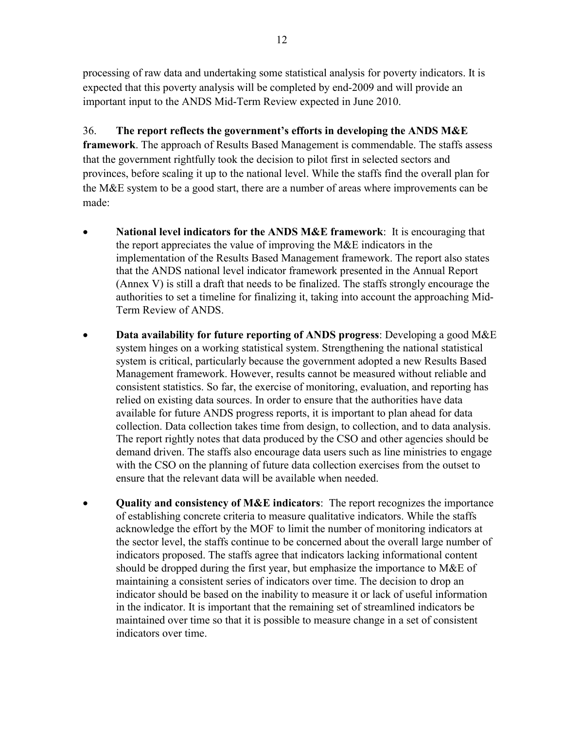processing of raw data and undertaking some statistical analysis for poverty indicators. It is expected that this poverty analysis will be completed by end-2009 and will provide an important input to the ANDS Mid-Term Review expected in June 2010.

36. **The report reflects the government's efforts in developing the ANDS M&E framework**. The approach of Results Based Management is commendable. The staffs assess that the government rightfully took the decision to pilot first in selected sectors and provinces, before scaling it up to the national level. While the staffs find the overall plan for the M&E system to be a good start, there are a number of areas where improvements can be made:

- **National level indicators for the ANDS M&E framework**: It is encouraging that the report appreciates the value of improving the M&E indicators in the implementation of the Results Based Management framework. The report also states that the ANDS national level indicator framework presented in the Annual Report (Annex V) is still a draft that needs to be finalized. The staffs strongly encourage the authorities to set a timeline for finalizing it, taking into account the approaching Mid-Term Review of ANDS.

- **Data availability for future reporting of ANDS progress**: Developing a good M&E system hinges on a working statistical system. Strengthening the national statistical system is critical, particularly because the government adopted a new Results Based Management framework. However, results cannot be measured without reliable and consistent statistics. So far, the exercise of monitoring, evaluation, and reporting has relied on existing data sources. In order to ensure that the authorities have data available for future ANDS progress reports, it is important to plan ahead for data collection. Data collection takes time from design, to collection, and to data analysis. The report rightly notes that data produced by the CSO and other agencies should be demand driven. The staffs also encourage data users such as line ministries to engage with the CSO on the planning of future data collection exercises from the outset to ensure that the relevant data will be available when needed.

- **Quality and consistency of M&E indicators**: The report recognizes the importance of establishing concrete criteria to measure qualitative indicators. While the staffs acknowledge the effort by the MOF to limit the number of monitoring indicators at the sector level, the staffs continue to be concerned about the overall large number of indicators proposed. The staffs agree that indicators lacking informational content should be dropped during the first year, but emphasize the importance to M&E of maintaining a consistent series of indicators over time. The decision to drop an indicator should be based on the inability to measure it or lack of useful information in the indicator. It is important that the remaining set of streamlined indicators be maintained over time so that it is possible to measure change in a set of consistent indicators over time.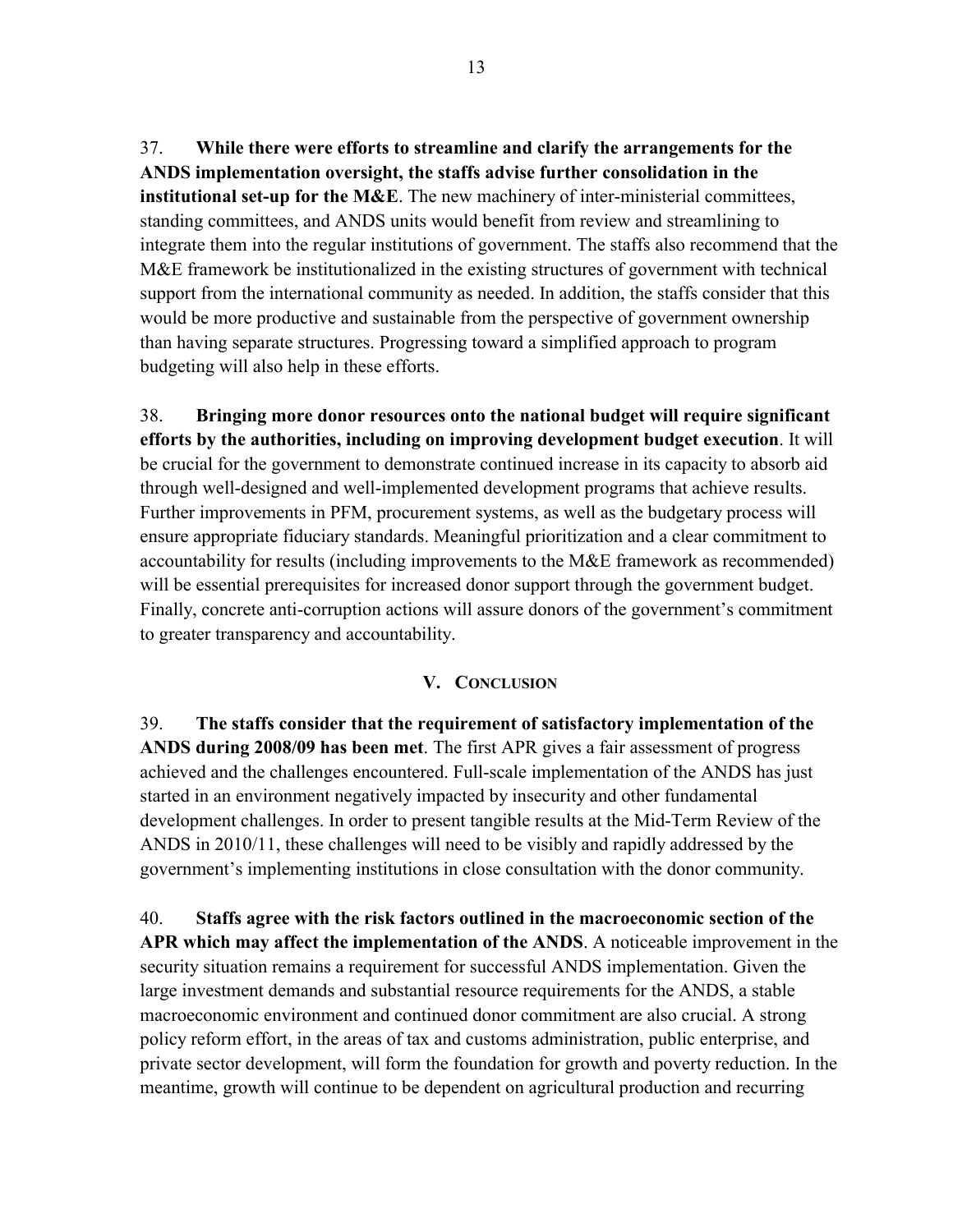37. **While there were efforts to streamline and clarify the arrangements for the ANDS implementation oversight, the staffs advise further consolidation in the institutional set-up for the M&E**. The new machinery of inter-ministerial committees, standing committees, and ANDS units would benefit from review and streamlining to integrate them into the regular institutions of government. The staffs also recommend that the M&E framework be institutionalized in the existing structures of government with technical support from the international community as needed. In addition, the staffs consider that this would be more productive and sustainable from the perspective of government ownership than having separate structures. Progressing toward a simplified approach to program budgeting will also help in these efforts.

38. **Bringing more donor resources onto the national budget will require significant efforts by the authorities, including on improving development budget execution**. It will be crucial for the government to demonstrate continued increase in its capacity to absorb aid through well-designed and well-implemented development programs that achieve results. Further improvements in PFM, procurement systems, as well as the budgetary process will ensure appropriate fiduciary standards. Meaningful prioritization and a clear commitment to accountability for results (including improvements to the M&E framework as recommended) will be essential prerequisites for increased donor support through the government budget. Finally, concrete anti-corruption actions will assure donors of the government's commitment to greater transparency and accountability.

## V. Conclusion

39. **The staffs consider that the requirement of satisfactory implementation of the ANDS during 2008/09 has been met**. The first APR gives a fair assessment of progress achieved and the challenges encountered. Full-scale implementation of the ANDS has just started in an environment negatively impacted by insecurity and other fundamental development challenges. In order to present tangible results at the Mid-Term Review of the ANDS in 2010/11, these challenges will need to be visibly and rapidly addressed by the government's implementing institutions in close consultation with the donor community.

40. **Staffs agree with the risk factors outlined in the macroeconomic section of the APR which may affect the implementation of the ANDS**. A noticeable improvement in the security situation remains a requirement for successful ANDS implementation. Given the large investment demands and substantial resource requirements for the ANDS, a stable macroeconomic environment and continued donor commitment are also crucial. A strong policy reform effort, in the areas of tax and customs administration, public enterprise, and private sector development, will form the foundation for growth and poverty reduction. In the meantime, growth will continue to be dependent on agricultural production and recurring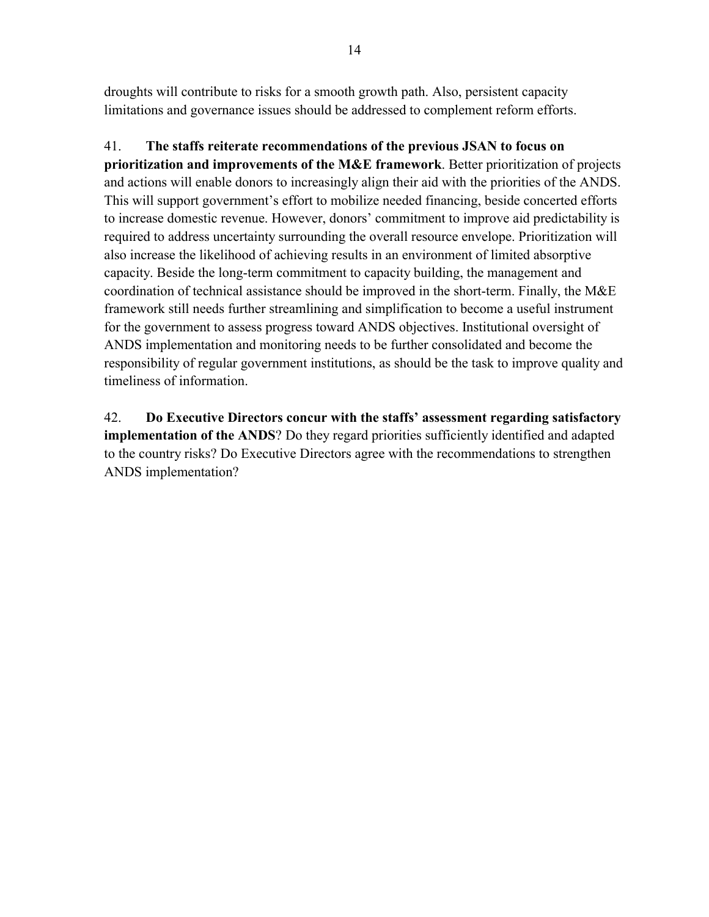droughts will contribute to risks for a smooth growth path. Also, persistent capacity limitations and governance issues should be addressed to complement reform efforts.

41. **The staffs reiterate recommendations of the previous JSAN to focus on prioritization and improvements of the M&E framework**. Better prioritization of projects and actions will enable donors to increasingly align their aid with the priorities of the ANDS. This will support government's effort to mobilize needed financing, beside concerted efforts to increase domestic revenue. However, donors' commitment to improve aid predictability is required to address uncertainty surrounding the overall resource envelope. Prioritization will also increase the likelihood of achieving results in an environment of limited absorptive capacity. Beside the long-term commitment to capacity building, the management and coordination of technical assistance should be improved in the short-term. Finally, the M&E framework still needs further streamlining and simplification to become a useful instrument for the government to assess progress toward ANDS objectives. Institutional oversight of ANDS implementation and monitoring needs to be further consolidated and become the responsibility of regular government institutions, as should be the task to improve quality and timeliness of information.

42. **Do Executive Directors concur with the staffs' assessment regarding satisfactory implementation of the ANDS**? Do they regard priorities sufficiently identified and adapted to the country risks? Do Executive Directors agree with the recommendations to strengthen ANDS implementation?